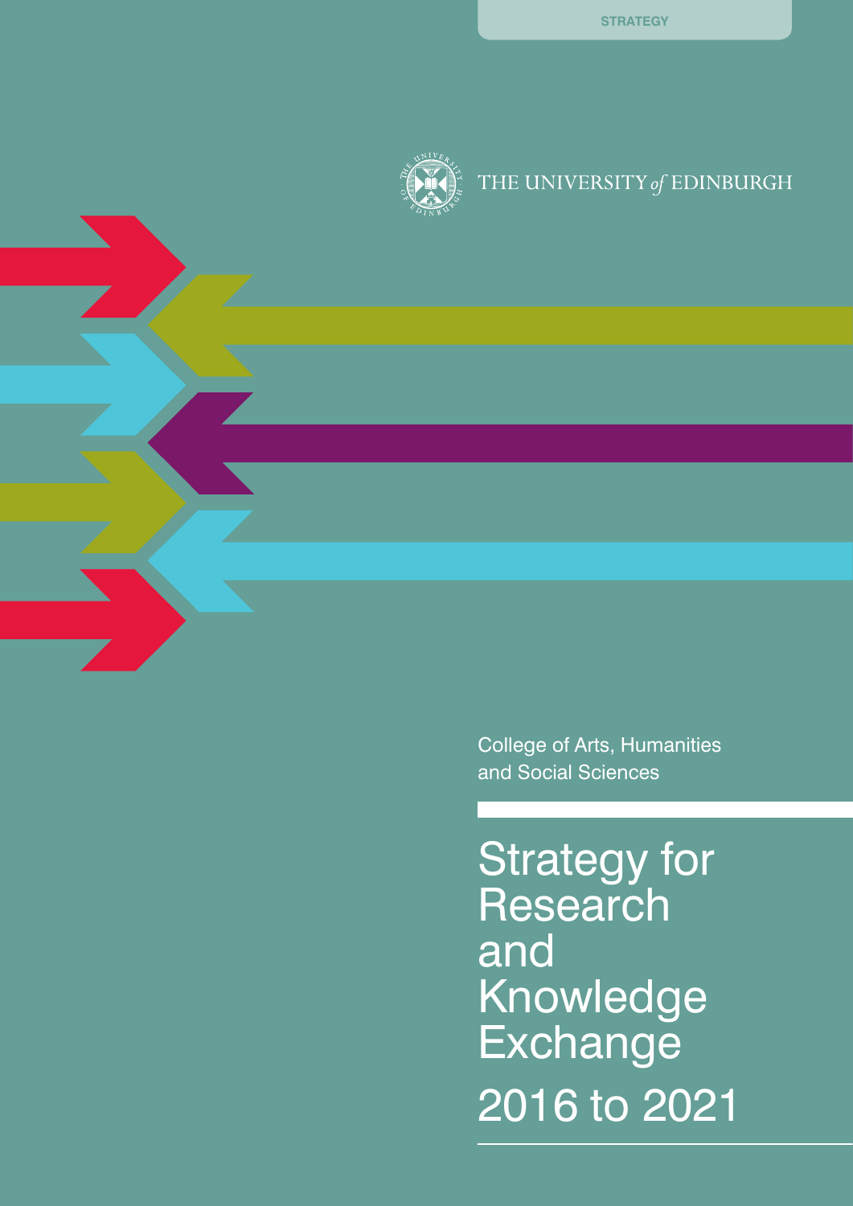STRATEGY

THE UNIVERSITY *of* EDINBURGH

College of Arts, Humanities and Social Sciences

# Strategy for Research and Knowledge Exchange

## 2016 to 2021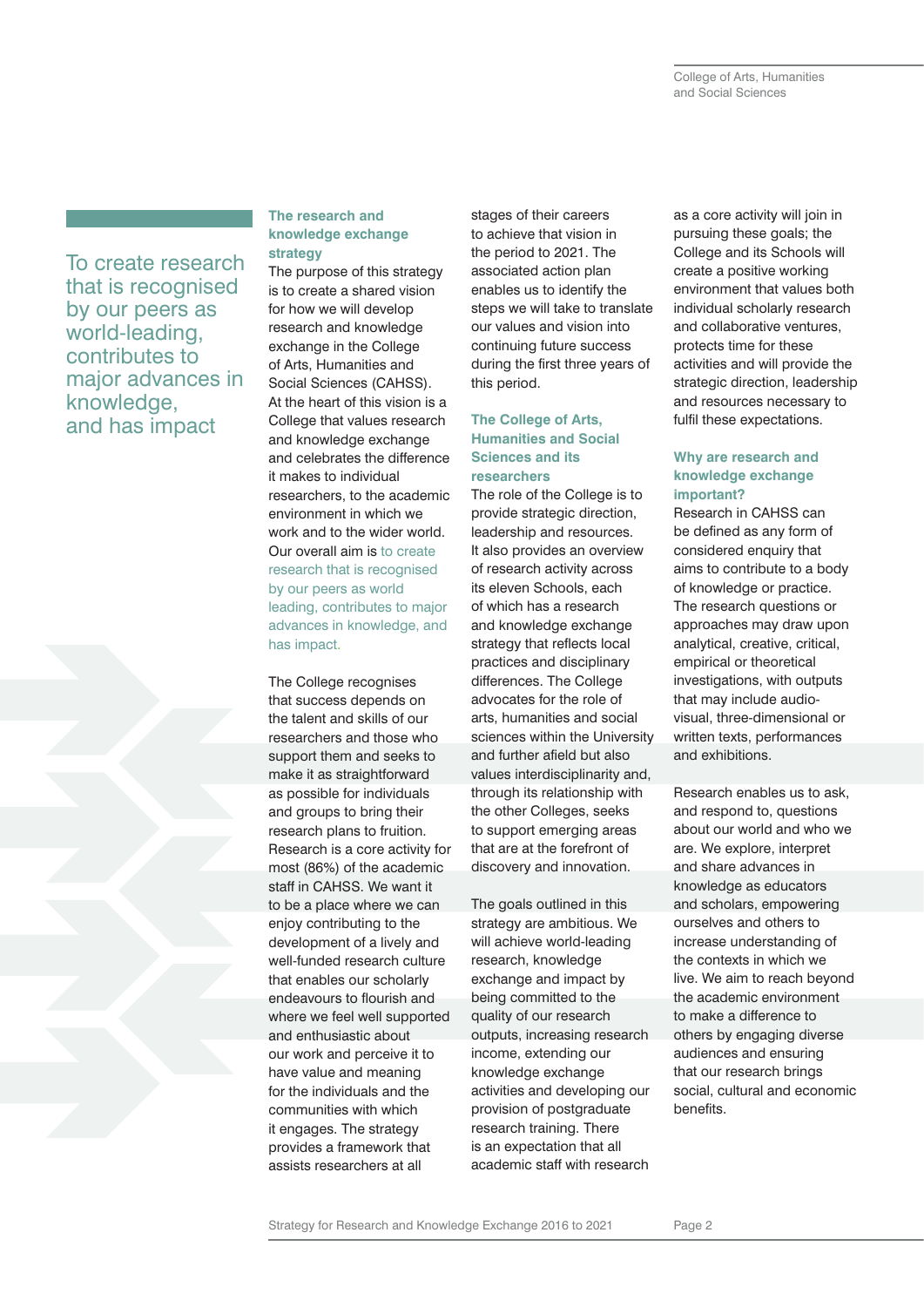> To create research that is recognised by our peers as world-leading, contributes to major advances in knowledge, and has impact

## The research and knowledge exchange strategy

The purpose of this strategy is to create a shared vision for how we will develop research and knowledge exchange in the College of Arts, Humanities and Social Sciences (CAHSS). At the heart of this vision is a College that values research and knowledge exchange and celebrates the difference it makes to individual researchers, to the academic environment in which we work and to the wider world. Our overall aim is to create research that is recognised by our peers as world leading, contributes to major advances in knowledge, and has impact.

The College recognises that success depends on the talent and skills of our researchers and those who support them and seeks to make it as straightforward as possible for individuals and groups to bring their research plans to fruition. Research is a core activity for most (86%) of the academic staff in CAHSS. We want it to be a place where we can enjoy contributing to the development of a lively and well-funded research culture that enables our scholarly endeavours to flourish and where we feel well supported and enthusiastic about our work and perceive it to have value and meaning for the individuals and the communities with which it engages. The strategy provides a framework that assists researchers at all stages of their careers to achieve that vision in the period to 2021. The associated action plan enables us to identify the steps we will take to translate our values and vision into continuing future success during the first three years of this period.

## The College of Arts, Humanities and Social Sciences and its researchers

The role of the College is to provide strategic direction, leadership and resources. It also provides an overview of research activity across its eleven Schools, each of which has a research and knowledge exchange strategy that reflects local practices and disciplinary differences. The College advocates for the role of arts, humanities and social sciences within the University and further afield but also values interdisciplinarity and, through its relationship with the other Colleges, seeks to support emerging areas that are at the forefront of discovery and innovation.

The goals outlined in this strategy are ambitious. We will achieve world-leading research, knowledge exchange and impact by being committed to the quality of our research outputs, increasing research income, extending our knowledge exchange activities and developing our provision of postgraduate research training. There is an expectation that all academic staff with research as a core activity will join in pursuing these goals; the College and its Schools will create a positive working environment that values both individual scholarly research and collaborative ventures, protects time for these activities and will provide the strategic direction, leadership and resources necessary to fulfil these expectations.

## Why are research and knowledge exchange important?

Research in CAHSS can be defined as any form of considered enquiry that aims to contribute to a body of knowledge or practice. The research questions or approaches may draw upon analytical, creative, critical, empirical or theoretical investigations, with outputs that may include audio-visual, three-dimensional or written texts, performances and exhibitions.

Research enables us to ask, and respond to, questions about our world and who we are. We explore, interpret and share advances in knowledge as educators and scholars, empowering ourselves and others to increase understanding of the contexts in which we live. We aim to reach beyond the academic environment to make a difference to others by engaging diverse audiences and ensuring that our research brings social, cultural and economic benefits.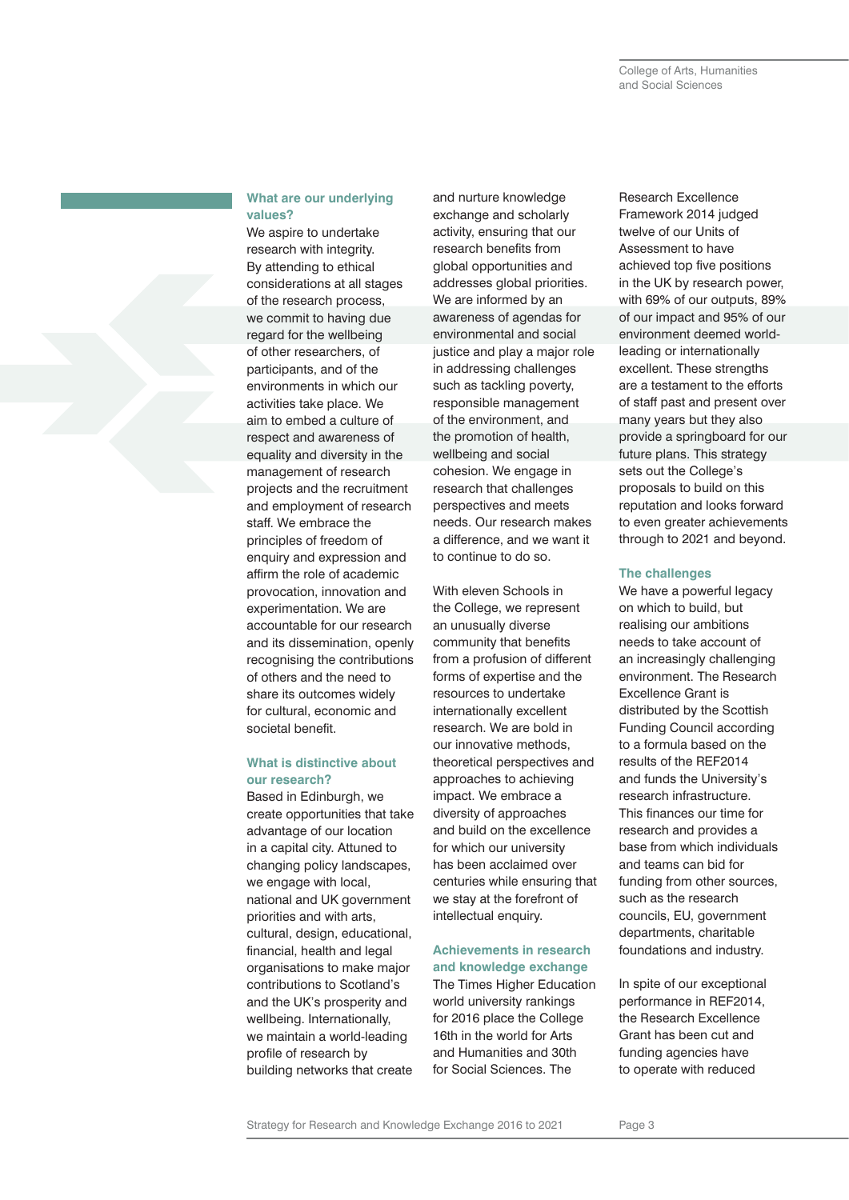### What are our underlying values?

We aspire to undertake research with integrity. By attending to ethical considerations at all stages of the research process, we commit to having due regard for the wellbeing of other researchers, of participants, and of the environments in which our activities take place. We aim to embed a culture of respect and awareness of equality and diversity in the management of research projects and the recruitment and employment of research staff. We embrace the principles of freedom of enquiry and expression and affirm the role of academic provocation, innovation and experimentation. We are accountable for our research and its dissemination, openly recognising the contributions of others and the need to share its outcomes widely for cultural, economic and societal benefit.

### What is distinctive about our research?

Based in Edinburgh, we create opportunities that take advantage of our location in a capital city. Attuned to changing policy landscapes, we engage with local, national and UK government priorities and with arts, cultural, design, educational, financial, health and legal organisations to make major contributions to Scotland's and the UK's prosperity and wellbeing. Internationally, we maintain a world-leading profile of research by building networks that create and nurture knowledge exchange and scholarly activity, ensuring that our research benefits from global opportunities and addresses global priorities. We are informed by an awareness of agendas for environmental and social justice and play a major role in addressing challenges such as tackling poverty, responsible management of the environment, and the promotion of health, wellbeing and social cohesion. We engage in research that challenges perspectives and meets needs. Our research makes a difference, and we want it to continue to do so.

With eleven Schools in the College, we represent an unusually diverse community that benefits from a profusion of different forms of expertise and the resources to undertake internationally excellent research. We are bold in our innovative methods, theoretical perspectives and approaches to achieving impact. We embrace a diversity of approaches and build on the excellence for which our university has been acclaimed over centuries while ensuring that we stay at the forefront of intellectual enquiry.

### Achievements in research and knowledge exchange

The Times Higher Education world university rankings for 2016 place the College 16th in the world for Arts and Humanities and 30th for Social Sciences. The Research Excellence Framework 2014 judged twelve of our Units of Assessment to have achieved top five positions in the UK by research power, with 69% of our outputs, 89% of our impact and 95% of our environment deemed world-leading or internationally excellent. These strengths are a testament to the efforts of staff past and present over many years but they also provide a springboard for our future plans. This strategy sets out the College's proposals to build on this reputation and looks forward to even greater achievements through to 2021 and beyond.

### The challenges

We have a powerful legacy on which to build, but realising our ambitions needs to take account of an increasingly challenging environment. The Research Excellence Grant is distributed by the Scottish Funding Council according to a formula based on the results of the REF2014 and funds the University's research infrastructure. This finances our time for research and provides a base from which individuals and teams can bid for funding from other sources, such as the research councils, EU, government departments, charitable foundations and industry.

In spite of our exceptional performance in REF2014, the Research Excellence Grant has been cut and funding agencies have to operate with reduced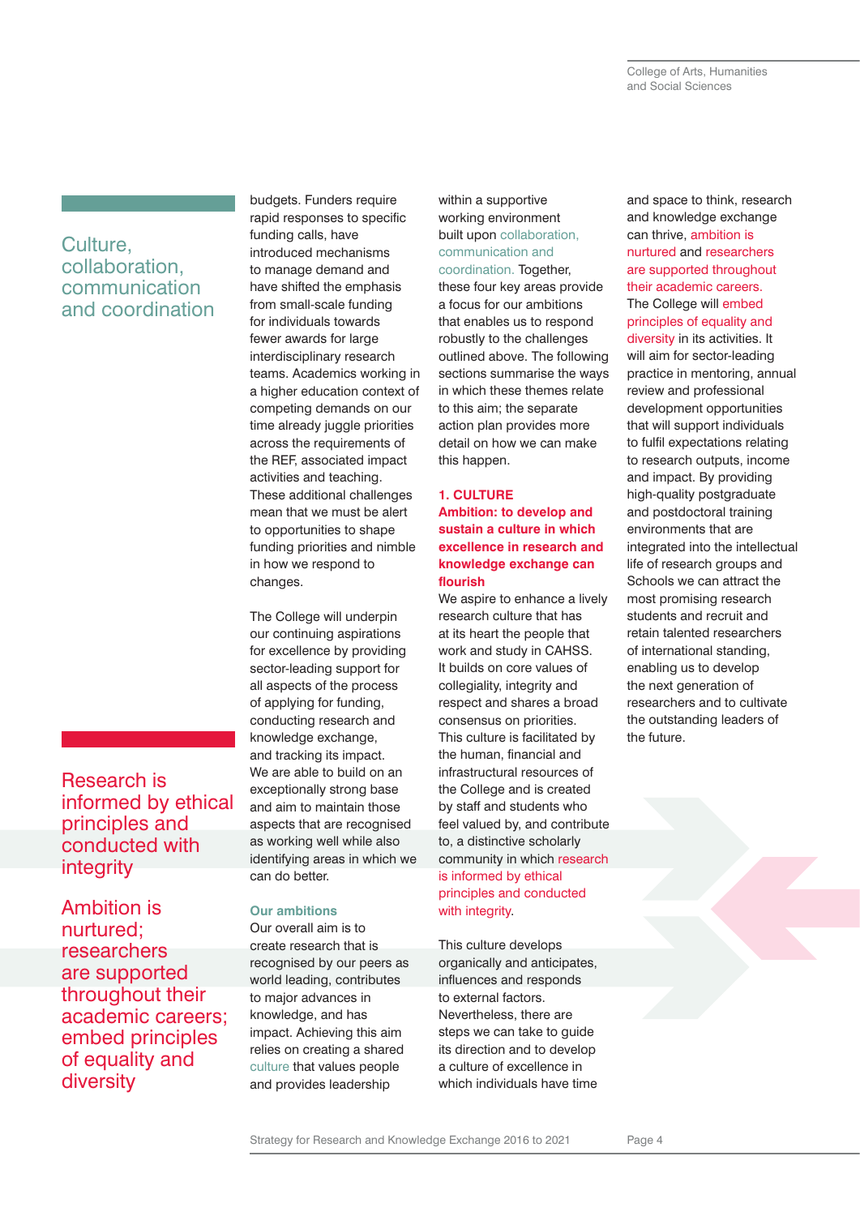## Culture, collaboration, communication and coordination

budgets. Funders require rapid responses to specific funding calls, have introduced mechanisms to manage demand and have shifted the emphasis from small-scale funding for individuals towards fewer awards for large interdisciplinary research teams. Academics working in a higher education context of competing demands on our time already juggle priorities across the requirements of the REF, associated impact activities and teaching. These additional challenges mean that we must be alert to opportunities to shape funding priorities and nimble in how we respond to changes.

The College will underpin our continuing aspirations for excellence by providing sector-leading support for all aspects of the process of applying for funding, conducting research and knowledge exchange, and tracking its impact. We are able to build on an exceptionally strong base and aim to maintain those aspects that are recognised as working well while also identifying areas in which we can do better.

### Our ambitions

Our overall aim is to create research that is recognised by our peers as world leading, contributes to major advances in knowledge, and has impact. Achieving this aim relies on creating a shared culture that values people and provides leadership within a supportive working environment built upon collaboration, communication and coordination. Together, these four key areas provide a focus for our ambitions that enables us to respond robustly to the challenges outlined above. The following sections summarise the ways in which these themes relate to this aim; the separate action plan provides more detail on how we can make this happen.

### 1. CULTURE

**Ambition: to develop and sustain a culture in which excellence in research and knowledge exchange can flourish**

We aspire to enhance a lively research culture that has at its heart the people that work and study in CAHSS. It builds on core values of collegiality, integrity and respect and shares a broad consensus on priorities. This culture is facilitated by the human, financial and infrastructural resources of the College and is created by staff and students who feel valued by, and contribute to, a distinctive scholarly community in which research is informed by ethical principles and conducted with integrity.

This culture develops organically and anticipates, influences and responds to external factors. Nevertheless, there are steps we can take to guide its direction and to develop a culture of excellence in which individuals have time and space to think, research and knowledge exchange can thrive, ambition is nurtured and researchers are supported throughout their academic careers. The College will embed principles of equality and diversity in its activities. It will aim for sector-leading practice in mentoring, annual review and professional development opportunities that will support individuals to fulfil expectations relating to research outputs, income and impact. By providing high-quality postgraduate and postdoctoral training environments that are integrated into the intellectual life of research groups and Schools we can attract the most promising research students and recruit and retain talented researchers of international standing, enabling us to develop the next generation of researchers and to cultivate the outstanding leaders of the future.

> Research is informed by ethical principles and conducted with integrity

> Ambition is nurtured; researchers are supported throughout their academic careers; embed principles of equality and diversity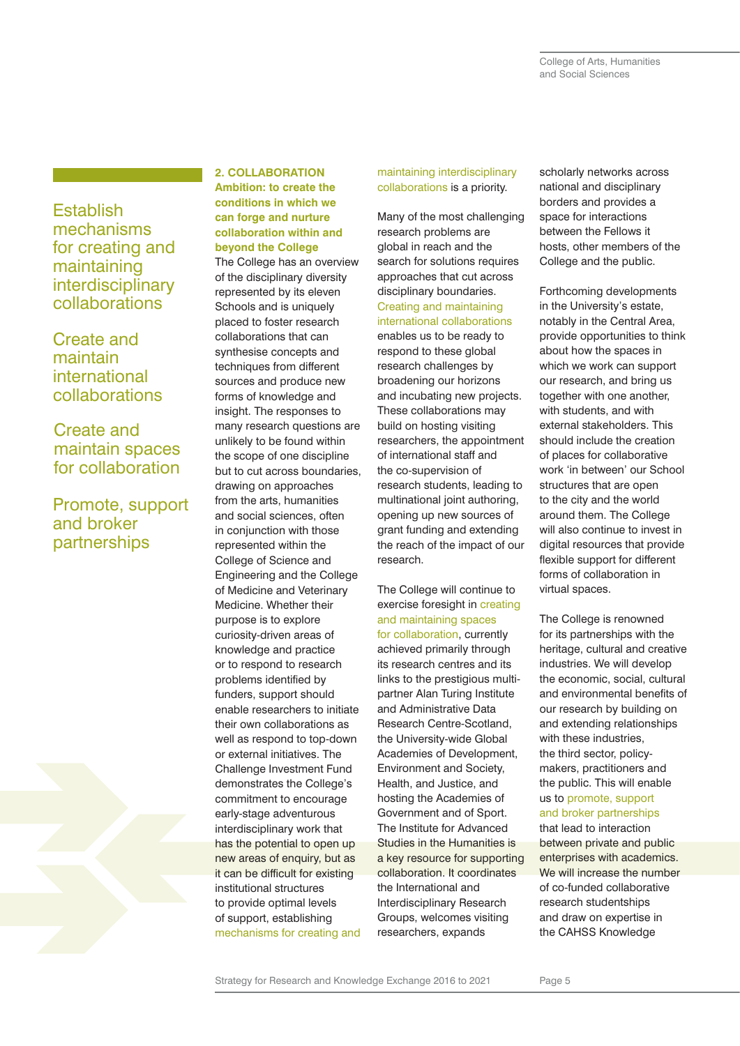Establish mechanisms for creating and maintaining interdisciplinary collaborations

Create and maintain international collaborations

Create and maintain spaces for collaboration

Promote, support and broker partnerships

## 2. COLLABORATION

**Ambition: to create the conditions in which we can forge and nurture collaboration within and beyond the College**

The College has an overview of the disciplinary diversity represented by its eleven Schools and is uniquely placed to foster research collaborations that can synthesise concepts and techniques from different sources and produce new forms of knowledge and insight. The responses to many research questions are unlikely to be found within the scope of one discipline but to cut across boundaries, drawing on approaches from the arts, humanities and social sciences, often in conjunction with those represented within the College of Science and Engineering and the College of Medicine and Veterinary Medicine. Whether their purpose is to explore curiosity-driven areas of knowledge and practice or to respond to research problems identified by funders, support should enable researchers to initiate their own collaborations as well as respond to top-down or external initiatives. The Challenge Investment Fund demonstrates the College's commitment to encourage early-stage adventurous interdisciplinary work that has the potential to open up new areas of enquiry, but as it can be difficult for existing institutional structures to provide optimal levels of support, establishing mechanisms for creating and maintaining interdisciplinary collaborations is a priority.

Many of the most challenging research problems are global in reach and the search for solutions requires approaches that cut across disciplinary boundaries. Creating and maintaining international collaborations enables us to be ready to respond to these global research challenges by broadening our horizons and incubating new projects. These collaborations may build on hosting visiting researchers, the appointment of international staff and the co-supervision of research students, leading to multinational joint authoring, opening up new sources of grant funding and extending the reach of the impact of our research.

The College will continue to exercise foresight in creating and maintaining spaces for collaboration, currently achieved primarily through its research centres and its links to the prestigious multi-partner Alan Turing Institute and Administrative Data Research Centre-Scotland, the University-wide Global Academies of Development, Environment and Society, Health, and Justice, and hosting the Academies of Government and of Sport. The Institute for Advanced Studies in the Humanities is a key resource for supporting collaboration. It coordinates the International and Interdisciplinary Research Groups, welcomes visiting researchers, expands scholarly networks across national and disciplinary borders and provides a space for interactions between the Fellows it hosts, other members of the College and the public.

Forthcoming developments in the University's estate, notably in the Central Area, provide opportunities to think about how the spaces in which we work can support our research, and bring us together with one another, with students, and with external stakeholders. This should include the creation of places for collaborative work 'in between' our School structures that are open to the city and the world around them. The College will also continue to invest in digital resources that provide flexible support for different forms of collaboration in virtual spaces.

The College is renowned for its partnerships with the heritage, cultural and creative industries. We will develop the economic, social, cultural and environmental benefits of our research by building on and extending relationships with these industries, the third sector, policy-makers, practitioners and the public. This will enable us to promote, support and broker partnerships that lead to interaction between private and public enterprises with academics. We will increase the number of co-funded collaborative research studentships and draw on expertise in the CAHSS Knowledge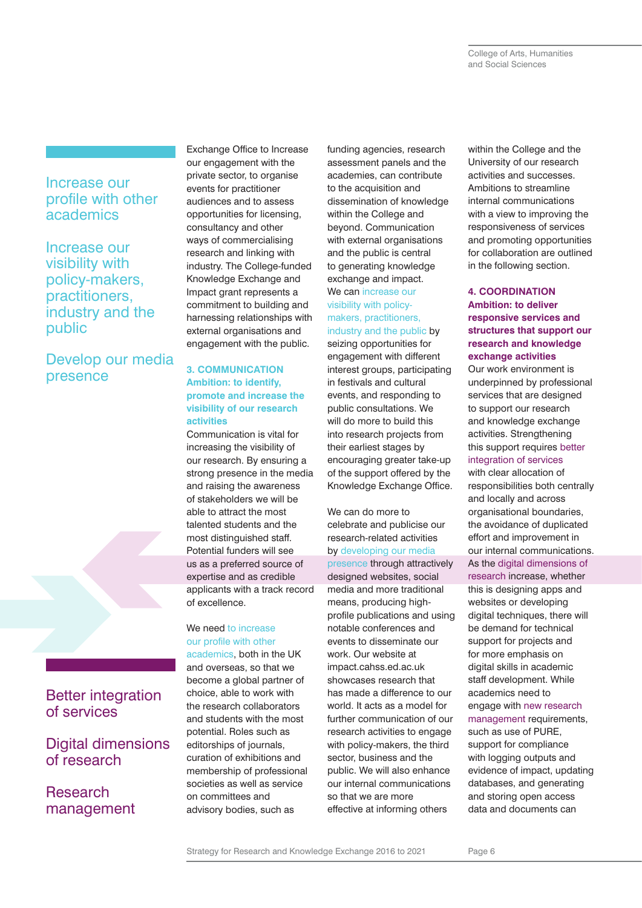Increase our profile with other academics

Increase our visibility with policy-makers, practitioners, industry and the public

Develop our media presence

Better integration of services

Digital dimensions of research

Research management

Exchange Office to Increase our engagement with the private sector, to organise events for practitioner audiences and to assess opportunities for licensing, consultancy and other ways of commercialising research and linking with industry. The College-funded Knowledge Exchange and Impact grant represents a commitment to building and harnessing relationships with external organisations and engagement with the public.

### 3. COMMUNICATION

**Ambition: to identify, promote and increase the visibility of our research activities**

Communication is vital for increasing the visibility of our research. By ensuring a strong presence in the media and raising the awareness of stakeholders we will be able to attract the most talented students and the most distinguished staff. Potential funders will see us as a preferred source of expertise and as credible applicants with a track record of excellence.

We need to increase our profile with other academics, both in the UK and overseas, so that we become a global partner of choice, able to work with the research collaborators and students with the most potential. Roles such as editorships of journals, curation of exhibitions and membership of professional societies as well as service on committees and advisory bodies, such as funding agencies, research assessment panels and the academies, can contribute to the acquisition and dissemination of knowledge within the College and beyond. Communication with external organisations and the public is central to generating knowledge exchange and impact. We can increase our visibility with policy-makers, practitioners, industry and the public by seizing opportunities for engagement with different interest groups, participating in festivals and cultural events, and responding to public consultations. We will do more to build this into research projects from their earliest stages by encouraging greater take-up of the support offered by the Knowledge Exchange Office.

We can do more to celebrate and publicise our research-related activities by developing our media presence through attractively designed websites, social media and more traditional means, producing high-profile publications and using notable conferences and events to disseminate our work. Our website at impact.cahss.ed.ac.uk showcases research that has made a difference to our world. It acts as a model for further communication of our research activities to engage with policy-makers, the third sector, business and the public. We will also enhance our internal communications so that we are more effective at informing others within the College and the University of our research activities and successes. Ambitions to streamline internal communications with a view to improving the responsiveness of services and promoting opportunities for collaboration are outlined in the following section.

### 4. COORDINATION

**Ambition: to deliver responsive services and structures that support our research and knowledge exchange activities**

Our work environment is underpinned by professional services that are designed to support our research and knowledge exchange activities. Strengthening this support requires better integration of services with clear allocation of responsibilities both centrally and locally and across organisational boundaries, the avoidance of duplicated effort and improvement in our internal communications. As the digital dimensions of research increase, whether this is designing apps and websites or developing digital techniques, there will be demand for technical support for projects and for more emphasis on digital skills in academic staff development. While academics need to engage with new research management requirements, such as use of PURE, support for compliance with logging outputs and evidence of impact, updating databases, and generating and storing open access data and documents can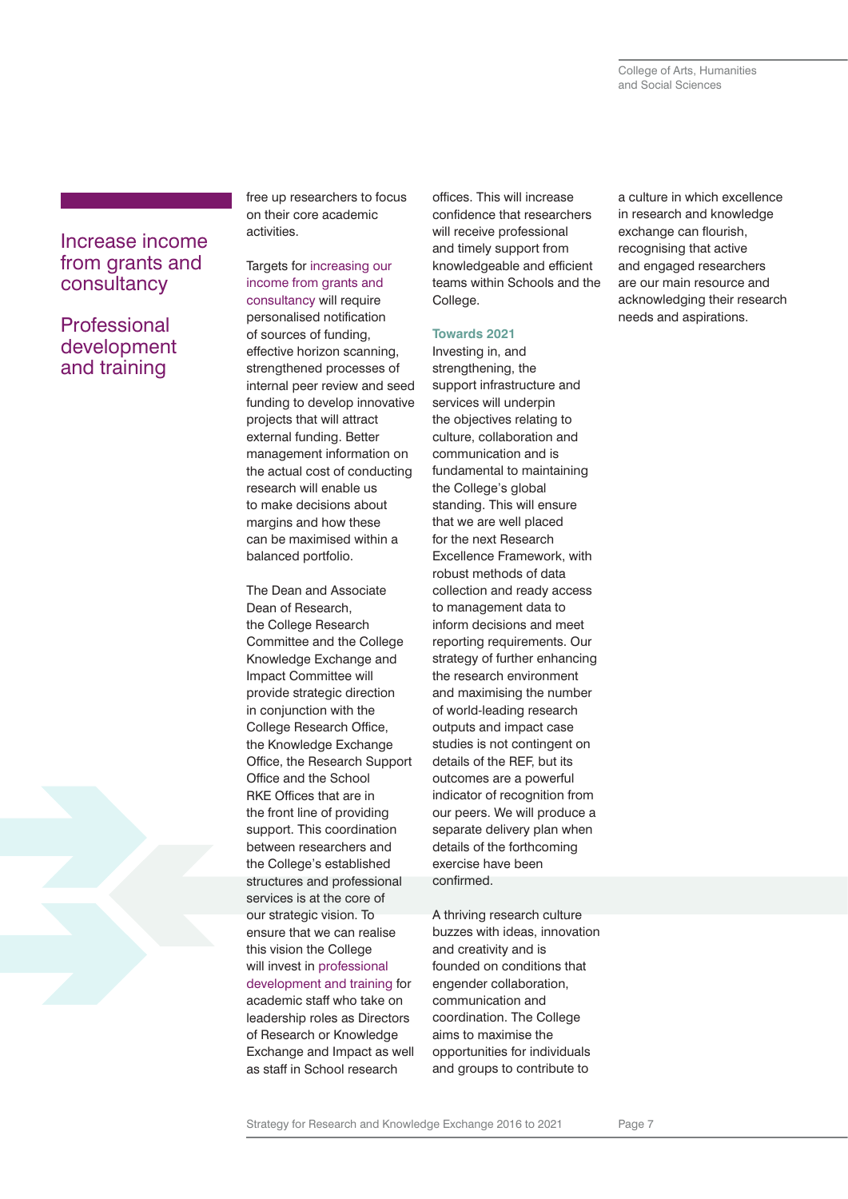## Increase income from grants and consultancy

## Professional development and training

free up researchers to focus on their core academic activities.

Targets for increasing our income from grants and consultancy will require personalised notification of sources of funding, effective horizon scanning, strengthened processes of internal peer review and seed funding to develop innovative projects that will attract external funding. Better management information on the actual cost of conducting research will enable us to make decisions about margins and how these can be maximised within a balanced portfolio.

The Dean and Associate Dean of Research, the College Research Committee and the College Knowledge Exchange and Impact Committee will provide strategic direction in conjunction with the College Research Office, the Knowledge Exchange Office, the Research Support Office and the School RKE Offices that are in the front line of providing support. This coordination between researchers and the College's established structures and professional services is at the core of our strategic vision. To ensure that we can realise this vision the College will invest in professional development and training for academic staff who take on leadership roles as Directors of Research or Knowledge Exchange and Impact as well as staff in School research offices. This will increase confidence that researchers will receive professional and timely support from knowledgeable and efficient teams within Schools and the College.

### Towards 2021

Investing in, and strengthening, the support infrastructure and services will underpin the objectives relating to culture, collaboration and communication and is fundamental to maintaining the College's global standing. This will ensure that we are well placed for the next Research Excellence Framework, with robust methods of data collection and ready access to management data to inform decisions and meet reporting requirements. Our strategy of further enhancing the research environment and maximising the number of world-leading research outputs and impact case studies is not contingent on details of the REF, but its outcomes are a powerful indicator of recognition from our peers. We will produce a separate delivery plan when details of the forthcoming exercise have been confirmed.

A thriving research culture buzzes with ideas, innovation and creativity and is founded on conditions that engender collaboration, communication and coordination. The College aims to maximise the opportunities for individuals and groups to contribute to a culture in which excellence in research and knowledge exchange can flourish, recognising that active and engaged researchers are our main resource and acknowledging their research needs and aspirations.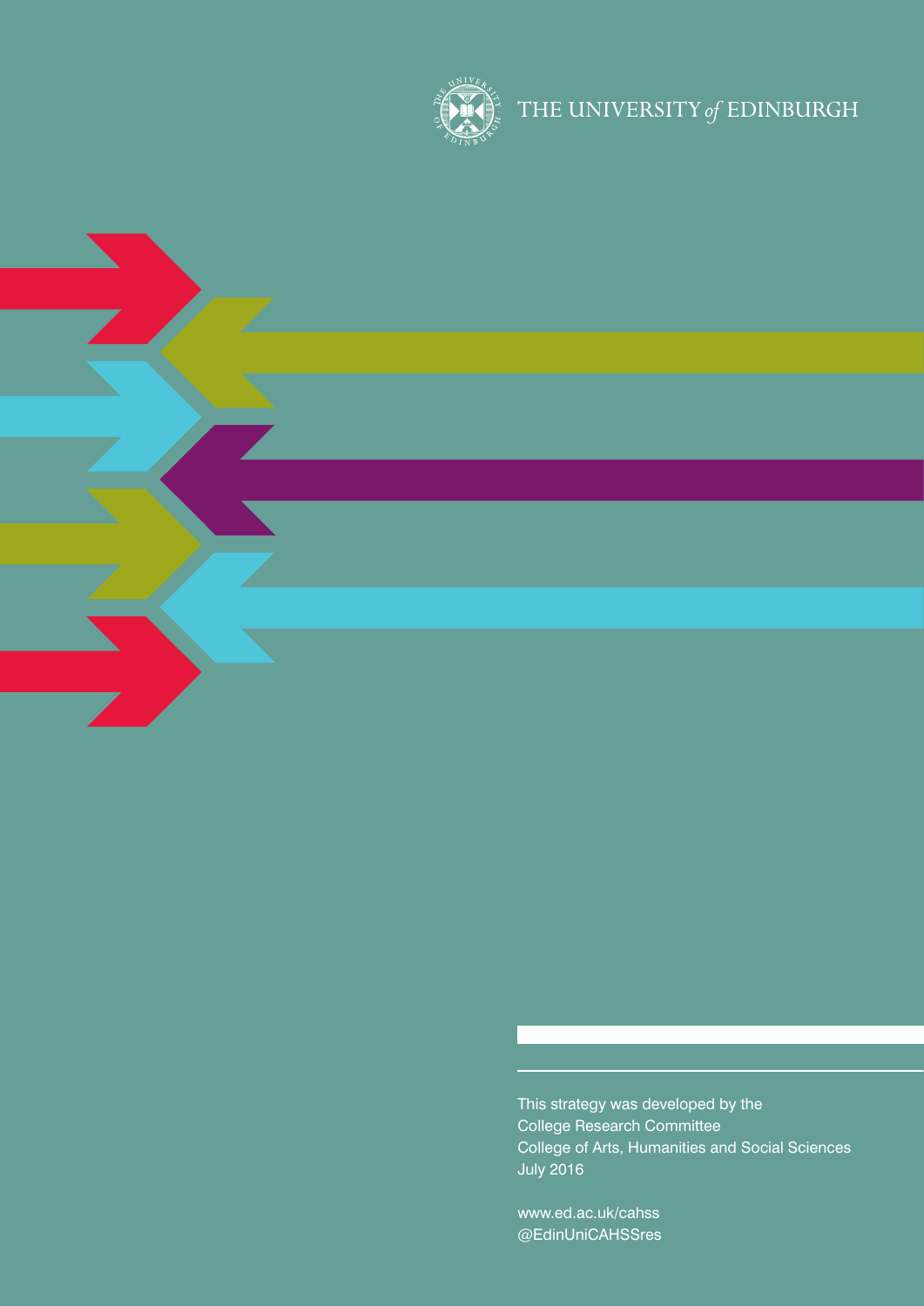THE UNIVERSITY *of* EDINBURGH

This strategy was developed by the
College Research Committee
College of Arts, Humanities and Social Sciences
July 2016

www.ed.ac.uk/cahss
@EdinUniCAHSSres